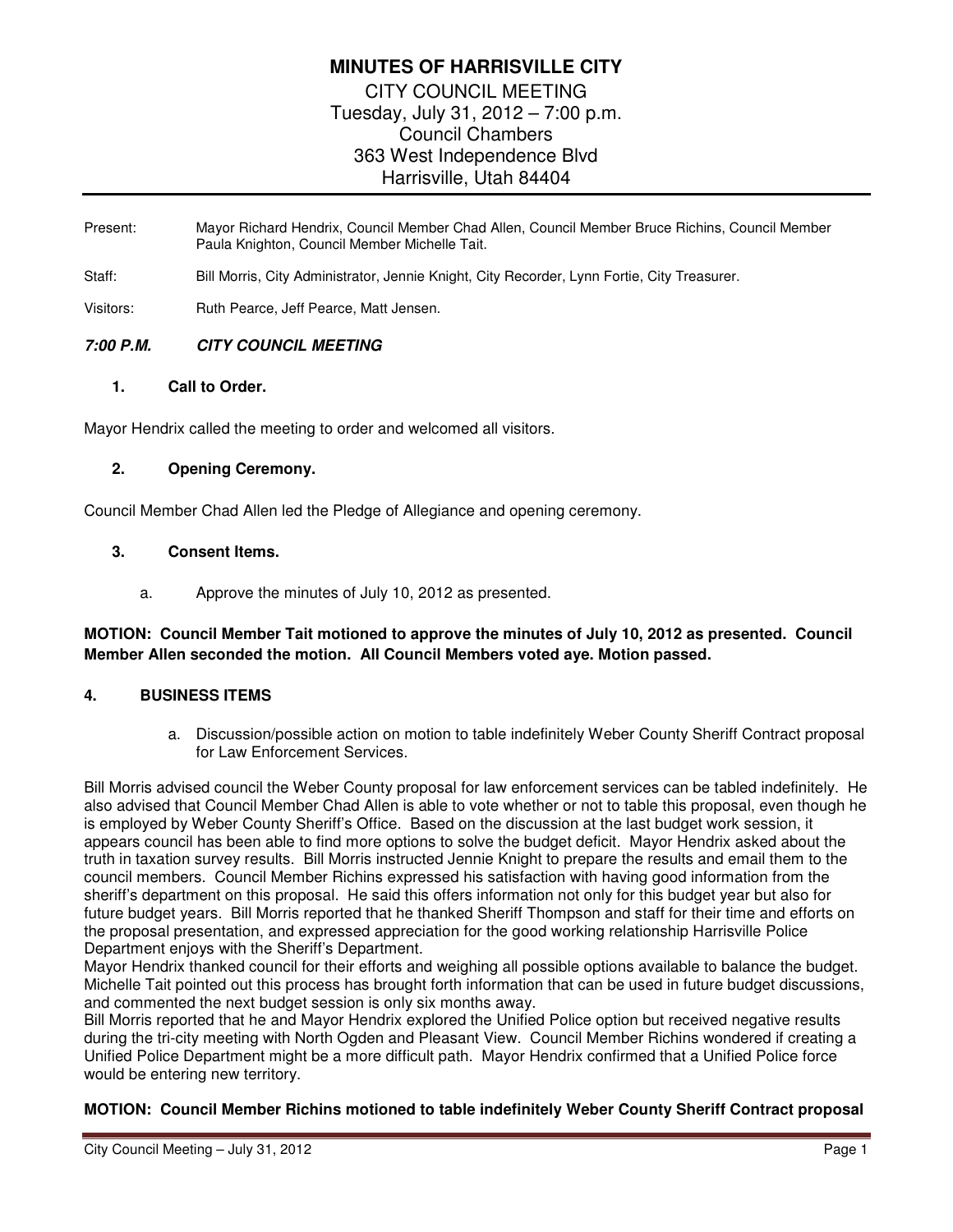# MINUTES OF HARRISVILLE CITY

CITY COUNCIL MEETING
Tuesday, July 31, 2012 – 7:00 p.m.
Council Chambers
363 West Independence Blvd
Harrisville, Utah 84404

Present: Mayor Richard Hendrix, Council Member Chad Allen, Council Member Bruce Richins, Council Member Paula Knighton, Council Member Michelle Tait.

Staff: Bill Morris, City Administrator, Jennie Knight, City Recorder, Lynn Fortie, City Treasurer.

Visitors: Ruth Pearce, Jeff Pearce, Matt Jensen.

***7:00 P.M. CITY COUNCIL MEETING***

### 1. Call to Order.

Mayor Hendrix called the meeting to order and welcomed all visitors.

### 2. Opening Ceremony.

Council Member Chad Allen led the Pledge of Allegiance and opening ceremony.

### 3. Consent Items.

a. Approve the minutes of July 10, 2012 as presented.

**MOTION: Council Member Tait motioned to approve the minutes of July 10, 2012 as presented. Council Member Allen seconded the motion. All Council Members voted aye. Motion passed.**

### 4. BUSINESS ITEMS

a. Discussion/possible action on motion to table indefinitely Weber County Sheriff Contract proposal for Law Enforcement Services.

Bill Morris advised council the Weber County proposal for law enforcement services can be tabled indefinitely. He also advised that Council Member Chad Allen is able to vote whether or not to table this proposal, even though he is employed by Weber County Sheriff's Office. Based on the discussion at the last budget work session, it appears council has been able to find more options to solve the budget deficit. Mayor Hendrix asked about the truth in taxation survey results. Bill Morris instructed Jennie Knight to prepare the results and email them to the council members. Council Member Richins expressed his satisfaction with having good information from the sheriff's department on this proposal. He said this offers information not only for this budget year but also for future budget years. Bill Morris reported that he thanked Sheriff Thompson and staff for their time and efforts on the proposal presentation, and expressed appreciation for the good working relationship Harrisville Police Department enjoys with the Sheriff's Department.

Mayor Hendrix thanked council for their efforts and weighing all possible options available to balance the budget. Michelle Tait pointed out this process has brought forth information that can be used in future budget discussions, and commented the next budget session is only six months away.

Bill Morris reported that he and Mayor Hendrix explored the Unified Police option but received negative results during the tri-city meeting with North Ogden and Pleasant View. Council Member Richins wondered if creating a Unified Police Department might be a more difficult path. Mayor Hendrix confirmed that a Unified Police force would be entering new territory.

**MOTION: Council Member Richins motioned to table indefinitely Weber County Sheriff Contract proposal**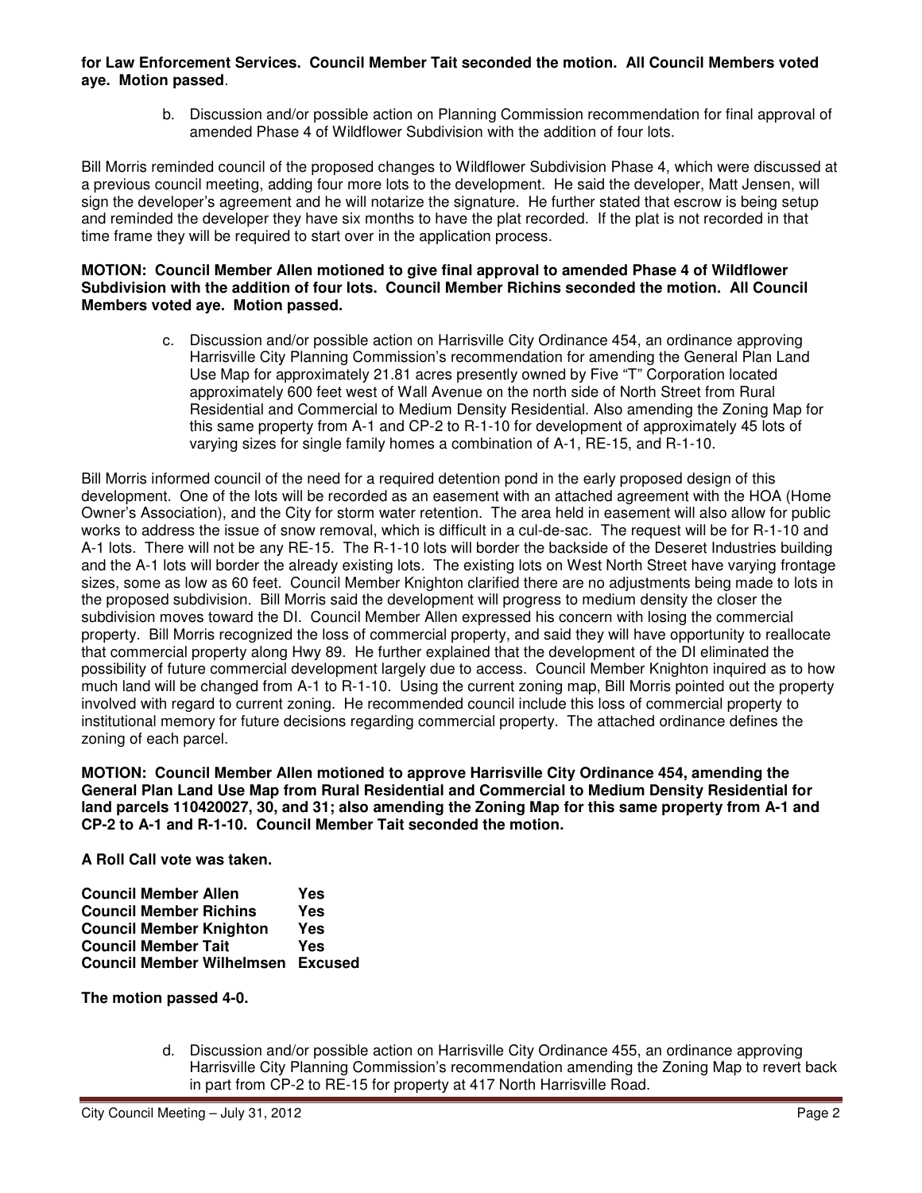**for Law Enforcement Services. Council Member Tait seconded the motion. All Council Members voted aye. Motion passed**.

b. Discussion and/or possible action on Planning Commission recommendation for final approval of amended Phase 4 of Wildflower Subdivision with the addition of four lots.

Bill Morris reminded council of the proposed changes to Wildflower Subdivision Phase 4, which were discussed at a previous council meeting, adding four more lots to the development. He said the developer, Matt Jensen, will sign the developer's agreement and he will notarize the signature. He further stated that escrow is being setup and reminded the developer they have six months to have the plat recorded. If the plat is not recorded in that time frame they will be required to start over in the application process.

**MOTION: Council Member Allen motioned to give final approval to amended Phase 4 of Wildflower Subdivision with the addition of four lots. Council Member Richins seconded the motion. All Council Members voted aye. Motion passed.**

c. Discussion and/or possible action on Harrisville City Ordinance 454, an ordinance approving Harrisville City Planning Commission's recommendation for amending the General Plan Land Use Map for approximately 21.81 acres presently owned by Five "T" Corporation located approximately 600 feet west of Wall Avenue on the north side of North Street from Rural Residential and Commercial to Medium Density Residential. Also amending the Zoning Map for this same property from A-1 and CP-2 to R-1-10 for development of approximately 45 lots of varying sizes for single family homes a combination of A-1, RE-15, and R-1-10.

Bill Morris informed council of the need for a required detention pond in the early proposed design of this development. One of the lots will be recorded as an easement with an attached agreement with the HOA (Home Owner's Association), and the City for storm water retention. The area held in easement will also allow for public works to address the issue of snow removal, which is difficult in a cul-de-sac. The request will be for R-1-10 and A-1 lots. There will not be any RE-15. The R-1-10 lots will border the backside of the Deseret Industries building and the A-1 lots will border the already existing lots. The existing lots on West North Street have varying frontage sizes, some as low as 60 feet. Council Member Knighton clarified there are no adjustments being made to lots in the proposed subdivision. Bill Morris said the development will progress to medium density the closer the subdivision moves toward the DI. Council Member Allen expressed his concern with losing the commercial property. Bill Morris recognized the loss of commercial property, and said they will have opportunity to reallocate that commercial property along Hwy 89. He further explained that the development of the DI eliminated the possibility of future commercial development largely due to access. Council Member Knighton inquired as to how much land will be changed from A-1 to R-1-10. Using the current zoning map, Bill Morris pointed out the property involved with regard to current zoning. He recommended council include this loss of commercial property to institutional memory for future decisions regarding commercial property. The attached ordinance defines the zoning of each parcel.

**MOTION: Council Member Allen motioned to approve Harrisville City Ordinance 454, amending the General Plan Land Use Map from Rural Residential and Commercial to Medium Density Residential for land parcels 110420027, 30, and 31; also amending the Zoning Map for this same property from A-1 and CP-2 to A-1 and R-1-10. Council Member Tait seconded the motion.**

**A Roll Call vote was taken.**

| | |
|---|---|
| **Council Member Allen** | **Yes** |
| **Council Member Richins** | **Yes** |
| **Council Member Knighton** | **Yes** |
| **Council Member Tait** | **Yes** |
| **Council Member Wilhelmsen** | **Excused** |

**The motion passed 4-0.**

d. Discussion and/or possible action on Harrisville City Ordinance 455, an ordinance approving Harrisville City Planning Commission's recommendation amending the Zoning Map to revert back in part from CP-2 to RE-15 for property at 417 North Harrisville Road.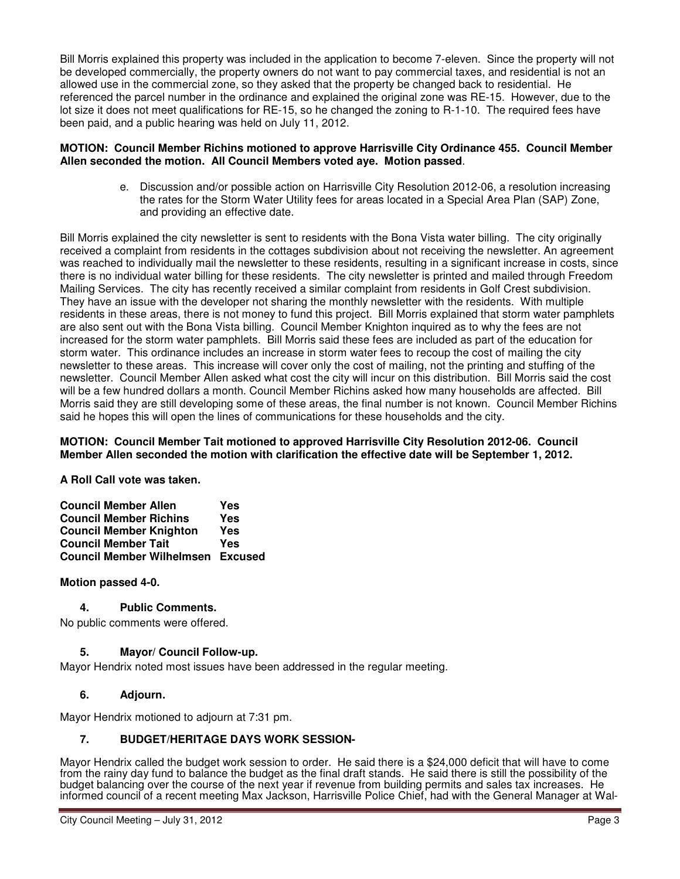Bill Morris explained this property was included in the application to become 7-eleven. Since the property will not be developed commercially, the property owners do not want to pay commercial taxes, and residential is not an allowed use in the commercial zone, so they asked that the property be changed back to residential. He referenced the parcel number in the ordinance and explained the original zone was RE-15. However, due to the lot size it does not meet qualifications for RE-15, so he changed the zoning to R-1-10. The required fees have been paid, and a public hearing was held on July 11, 2012.

**MOTION: Council Member Richins motioned to approve Harrisville City Ordinance 455. Council Member Allen seconded the motion. All Council Members voted aye. Motion passed**.

e. Discussion and/or possible action on Harrisville City Resolution 2012-06, a resolution increasing the rates for the Storm Water Utility fees for areas located in a Special Area Plan (SAP) Zone, and providing an effective date.

Bill Morris explained the city newsletter is sent to residents with the Bona Vista water billing. The city originally received a complaint from residents in the cottages subdivision about not receiving the newsletter. An agreement was reached to individually mail the newsletter to these residents, resulting in a significant increase in costs, since there is no individual water billing for these residents. The city newsletter is printed and mailed through Freedom Mailing Services. The city has recently received a similar complaint from residents in Golf Crest subdivision. They have an issue with the developer not sharing the monthly newsletter with the residents. With multiple residents in these areas, there is not money to fund this project. Bill Morris explained that storm water pamphlets are also sent out with the Bona Vista billing. Council Member Knighton inquired as to why the fees are not increased for the storm water pamphlets. Bill Morris said these fees are included as part of the education for storm water. This ordinance includes an increase in storm water fees to recoup the cost of mailing the city newsletter to these areas. This increase will cover only the cost of mailing, not the printing and stuffing of the newsletter. Council Member Allen asked what cost the city will incur on this distribution. Bill Morris said the cost will be a few hundred dollars a month. Council Member Richins asked how many households are affected. Bill Morris said they are still developing some of these areas, the final number is not known. Council Member Richins said he hopes this will open the lines of communications for these households and the city.

**MOTION: Council Member Tait motioned to approved Harrisville City Resolution 2012-06. Council Member Allen seconded the motion with clarification the effective date will be September 1, 2012.**

**A Roll Call vote was taken.**

| | |
|---|---|
| **Council Member Allen** | **Yes** |
| **Council Member Richins** | **Yes** |
| **Council Member Knighton** | **Yes** |
| **Council Member Tait** | **Yes** |
| **Council Member Wilhelmsen** | **Excused** |

**Motion passed 4-0.**

### 4. Public Comments.

No public comments were offered.

### 5. Mayor/ Council Follow-up.

Mayor Hendrix noted most issues have been addressed in the regular meeting.

### 6. Adjourn.

Mayor Hendrix motioned to adjourn at 7:31 pm.

### 7. BUDGET/HERITAGE DAYS WORK SESSION-

Mayor Hendrix called the budget work session to order. He said there is a $24,000 deficit that will have to come from the rainy day fund to balance the budget as the final draft stands. He said there is still the possibility of the budget balancing over the course of the next year if revenue from building permits and sales tax increases. He informed council of a recent meeting Max Jackson, Harrisville Police Chief, had with the General Manager at Wal-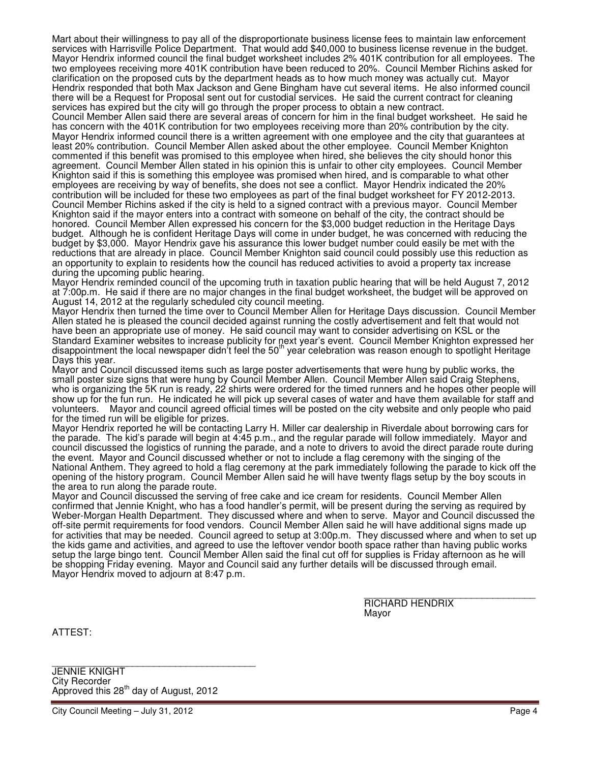Mart about their willingness to pay all of the disproportionate business license fees to maintain law enforcement services with Harrisville Police Department. That would add $40,000 to business license revenue in the budget. Mayor Hendrix informed council the final budget worksheet includes 2% 401K contribution for all employees. The two employees receiving more 401K contribution have been reduced to 20%. Council Member Richins asked for clarification on the proposed cuts by the department heads as to how much money was actually cut. Mayor Hendrix responded that both Max Jackson and Gene Bingham have cut several items. He also informed council there will be a Request for Proposal sent out for custodial services. He said the current contract for cleaning services has expired but the city will go through the proper process to obtain a new contract.

Council Member Allen said there are several areas of concern for him in the final budget worksheet. He said he has concern with the 401K contribution for two employees receiving more than 20% contribution by the city. Mayor Hendrix informed council there is a written agreement with one employee and the city that guarantees at least 20% contribution. Council Member Allen asked about the other employee. Council Member Knighton commented if this benefit was promised to this employee when hired, she believes the city should honor this agreement. Council Member Allen stated in his opinion this is unfair to other city employees. Council Member Knighton said if this is something this employee was promised when hired, and is comparable to what other employees are receiving by way of benefits, she does not see a conflict. Mayor Hendrix indicated the 20% contribution will be included for these two employees as part of the final budget worksheet for FY 2012-2013. Council Member Richins asked if the city is held to a signed contract with a previous mayor. Council Member Knighton said if the mayor enters into a contract with someone on behalf of the city, the contract should be honored. Council Member Allen expressed his concern for the $3,000 budget reduction in the Heritage Days budget. Although he is confident Heritage Days will come in under budget, he was concerned with reducing the budget by $3,000. Mayor Hendrix gave his assurance this lower budget number could easily be met with the reductions that are already in place. Council Member Knighton said council could possibly use this reduction as an opportunity to explain to residents how the council has reduced activities to avoid a property tax increase during the upcoming public hearing.

Mayor Hendrix reminded council of the upcoming truth in taxation public hearing that will be held August 7, 2012 at 7:00p.m. He said if there are no major changes in the final budget worksheet, the budget will be approved on August 14, 2012 at the regularly scheduled city council meeting.

Mayor Hendrix then turned the time over to Council Member Allen for Heritage Days discussion. Council Member Allen stated he is pleased the council decided against running the costly advertisement and felt that would not have been an appropriate use of money. He said council may want to consider advertising on KSL or the Standard Examiner websites to increase publicity for next year's event. Council Member Knighton expressed her disappointment the local newspaper didn't feel the 50th year celebration was reason enough to spotlight Heritage Days this year.

Mayor and Council discussed items such as large poster advertisements that were hung by public works, the small poster size signs that were hung by Council Member Allen. Council Member Allen said Craig Stephens, who is organizing the 5K run is ready, 22 shirts were ordered for the timed runners and he hopes other people will show up for the fun run. He indicated he will pick up several cases of water and have them available for staff and volunteers. Mayor and council agreed official times will be posted on the city website and only people who paid for the timed run will be eligible for prizes.

Mayor Hendrix reported he will be contacting Larry H. Miller car dealership in Riverdale about borrowing cars for the parade. The kid's parade will begin at 4:45 p.m., and the regular parade will follow immediately. Mayor and council discussed the logistics of running the parade, and a note to drivers to avoid the direct parade route during the event. Mayor and Council discussed whether or not to include a flag ceremony with the singing of the National Anthem. They agreed to hold a flag ceremony at the park immediately following the parade to kick off the opening of the history program. Council Member Allen said he will have twenty flags setup by the boy scouts in the area to run along the parade route.

Mayor and Council discussed the serving of free cake and ice cream for residents. Council Member Allen confirmed that Jennie Knight, who has a food handler's permit, will be present during the serving as required by Weber-Morgan Health Department. They discussed where and when to serve. Mayor and Council discussed the off-site permit requirements for food vendors. Council Member Allen said he will have additional signs made up for activities that may be needed. Council agreed to setup at 3:00p.m. They discussed where and when to set up the kids game and activities, and agreed to use the leftover vendor booth space rather than having public works setup the large bingo tent. Council Member Allen said the final cut off for supplies is Friday afternoon as he will be shopping Friday evening. Mayor and Council said any further details will be discussed through email.

Mayor Hendrix moved to adjourn at 8:47 p.m.

\_\_\_\_\_\_\_\_\_\_\_\_\_\_\_\_\_\_\_\_\_\_\_\_\_\_\_\_\_\_\_\_
RICHARD HENDRIX
Mayor

ATTEST:

\_\_\_\_\_\_\_\_\_\_\_\_\_\_\_\_\_\_\_\_\_\_\_\_\_\_\_\_\_\_\_\_
JENNIE KNIGHT
City Recorder
Approved this 28th day of August, 2012